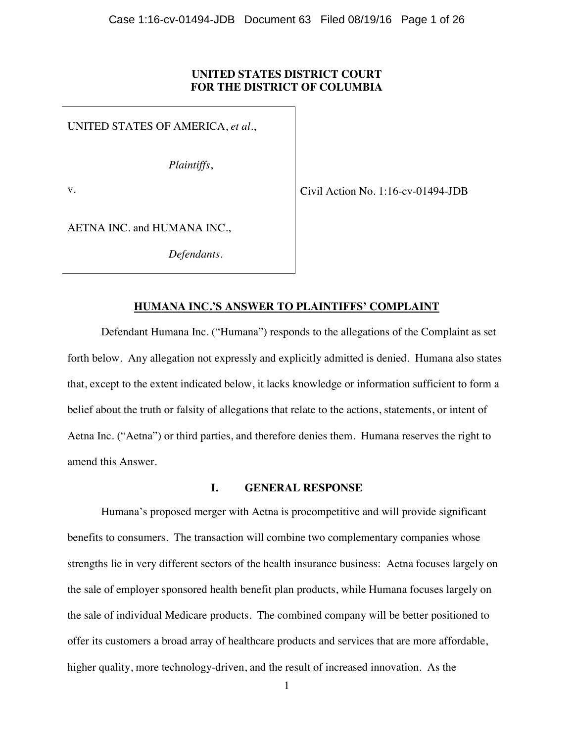**UNITED STATES DISTRICT COURT**
**FOR THE DISTRICT OF COLUMBIA**

| | |
|---|---|
| UNITED STATES OF AMERICA, *et al.*,<br><br>*Plaintiffs*,<br><br>v.<br><br>AETNA INC. and HUMANA INC.,<br><br>*Defendants*. | Civil Action No. 1:16-cv-01494-JDB |

## HUMANA INC.'S ANSWER TO PLAINTIFFS' COMPLAINT

Defendant Humana Inc. ("Humana") responds to the allegations of the Complaint as set forth below. Any allegation not expressly and explicitly admitted is denied. Humana also states that, except to the extent indicated below, it lacks knowledge or information sufficient to form a belief about the truth or falsity of allegations that relate to the actions, statements, or intent of Aetna Inc. ("Aetna") or third parties, and therefore denies them. Humana reserves the right to amend this Answer.

### I. GENERAL RESPONSE

Humana's proposed merger with Aetna is procompetitive and will provide significant benefits to consumers. The transaction will combine two complementary companies whose strengths lie in very different sectors of the health insurance business: Aetna focuses largely on the sale of employer sponsored health benefit plan products, while Humana focuses largely on the sale of individual Medicare products. The combined company will be better positioned to offer its customers a broad array of healthcare products and services that are more affordable, higher quality, more technology-driven, and the result of increased innovation. As the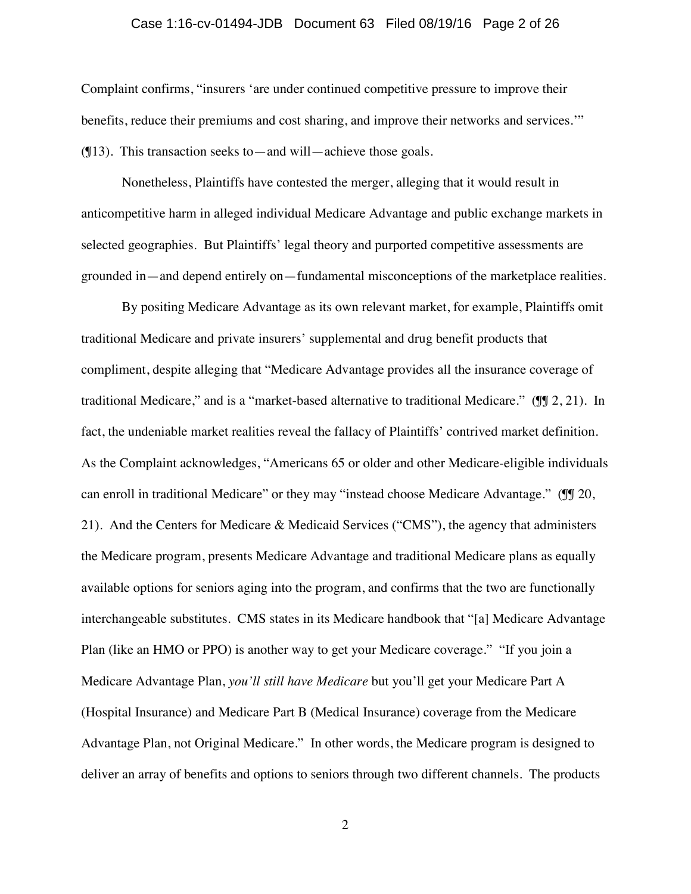Complaint confirms, "insurers 'are under continued competitive pressure to improve their benefits, reduce their premiums and cost sharing, and improve their networks and services.'" (¶13). This transaction seeks to—and will—achieve those goals.

Nonetheless, Plaintiffs have contested the merger, alleging that it would result in anticompetitive harm in alleged individual Medicare Advantage and public exchange markets in selected geographies. But Plaintiffs' legal theory and purported competitive assessments are grounded in—and depend entirely on—fundamental misconceptions of the marketplace realities.

By positing Medicare Advantage as its own relevant market, for example, Plaintiffs omit traditional Medicare and private insurers' supplemental and drug benefit products that compliment, despite alleging that "Medicare Advantage provides all the insurance coverage of traditional Medicare," and is a "market-based alternative to traditional Medicare." (¶¶ 2, 21). In fact, the undeniable market realities reveal the fallacy of Plaintiffs' contrived market definition. As the Complaint acknowledges, "Americans 65 or older and other Medicare-eligible individuals can enroll in traditional Medicare" or they may "instead choose Medicare Advantage." (¶¶ 20, 21). And the Centers for Medicare & Medicaid Services ("CMS"), the agency that administers the Medicare program, presents Medicare Advantage and traditional Medicare plans as equally available options for seniors aging into the program, and confirms that the two are functionally interchangeable substitutes. CMS states in its Medicare handbook that "[a] Medicare Advantage Plan (like an HMO or PPO) is another way to get your Medicare coverage." "If you join a Medicare Advantage Plan, *you'll still have Medicare* but you'll get your Medicare Part A (Hospital Insurance) and Medicare Part B (Medical Insurance) coverage from the Medicare Advantage Plan, not Original Medicare." In other words, the Medicare program is designed to deliver an array of benefits and options to seniors through two different channels. The products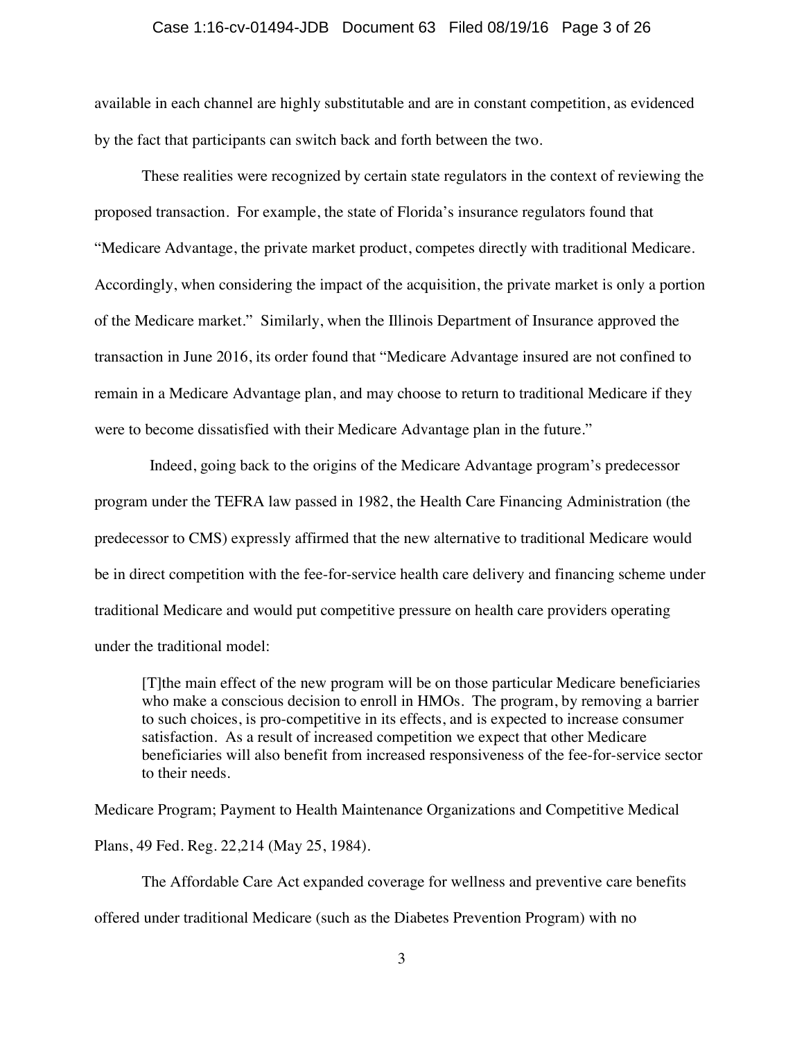available in each channel are highly substitutable and are in constant competition, as evidenced by the fact that participants can switch back and forth between the two.

These realities were recognized by certain state regulators in the context of reviewing the proposed transaction. For example, the state of Florida's insurance regulators found that "Medicare Advantage, the private market product, competes directly with traditional Medicare. Accordingly, when considering the impact of the acquisition, the private market is only a portion of the Medicare market." Similarly, when the Illinois Department of Insurance approved the transaction in June 2016, its order found that "Medicare Advantage insured are not confined to remain in a Medicare Advantage plan, and may choose to return to traditional Medicare if they were to become dissatisfied with their Medicare Advantage plan in the future."

Indeed, going back to the origins of the Medicare Advantage program's predecessor program under the TEFRA law passed in 1982, the Health Care Financing Administration (the predecessor to CMS) expressly affirmed that the new alternative to traditional Medicare would be in direct competition with the fee-for-service health care delivery and financing scheme under traditional Medicare and would put competitive pressure on health care providers operating under the traditional model:

> [T]the main effect of the new program will be on those particular Medicare beneficiaries who make a conscious decision to enroll in HMOs. The program, by removing a barrier to such choices, is pro-competitive in its effects, and is expected to increase consumer satisfaction. As a result of increased competition we expect that other Medicare beneficiaries will also benefit from increased responsiveness of the fee-for-service sector to their needs.

Medicare Program; Payment to Health Maintenance Organizations and Competitive Medical Plans, 49 Fed. Reg. 22,214 (May 25, 1984).

The Affordable Care Act expanded coverage for wellness and preventive care benefits offered under traditional Medicare (such as the Diabetes Prevention Program) with no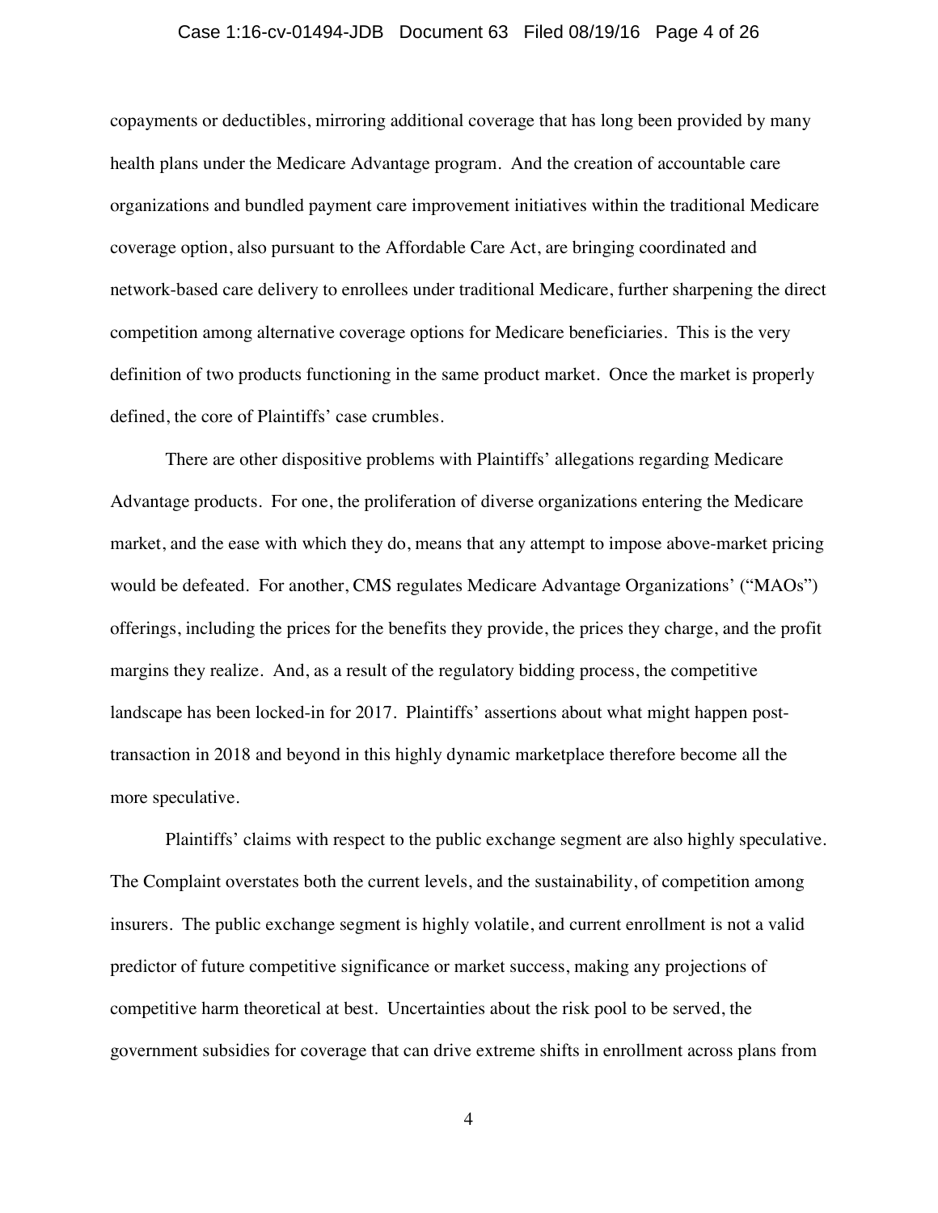copayments or deductibles, mirroring additional coverage that has long been provided by many health plans under the Medicare Advantage program. And the creation of accountable care organizations and bundled payment care improvement initiatives within the traditional Medicare coverage option, also pursuant to the Affordable Care Act, are bringing coordinated and network-based care delivery to enrollees under traditional Medicare, further sharpening the direct competition among alternative coverage options for Medicare beneficiaries. This is the very definition of two products functioning in the same product market. Once the market is properly defined, the core of Plaintiffs' case crumbles.

There are other dispositive problems with Plaintiffs' allegations regarding Medicare Advantage products. For one, the proliferation of diverse organizations entering the Medicare market, and the ease with which they do, means that any attempt to impose above-market pricing would be defeated. For another, CMS regulates Medicare Advantage Organizations' ("MAOs") offerings, including the prices for the benefits they provide, the prices they charge, and the profit margins they realize. And, as a result of the regulatory bidding process, the competitive landscape has been locked-in for 2017. Plaintiffs' assertions about what might happen post-transaction in 2018 and beyond in this highly dynamic marketplace therefore become all the more speculative.

Plaintiffs' claims with respect to the public exchange segment are also highly speculative. The Complaint overstates both the current levels, and the sustainability, of competition among insurers. The public exchange segment is highly volatile, and current enrollment is not a valid predictor of future competitive significance or market success, making any projections of competitive harm theoretical at best. Uncertainties about the risk pool to be served, the government subsidies for coverage that can drive extreme shifts in enrollment across plans from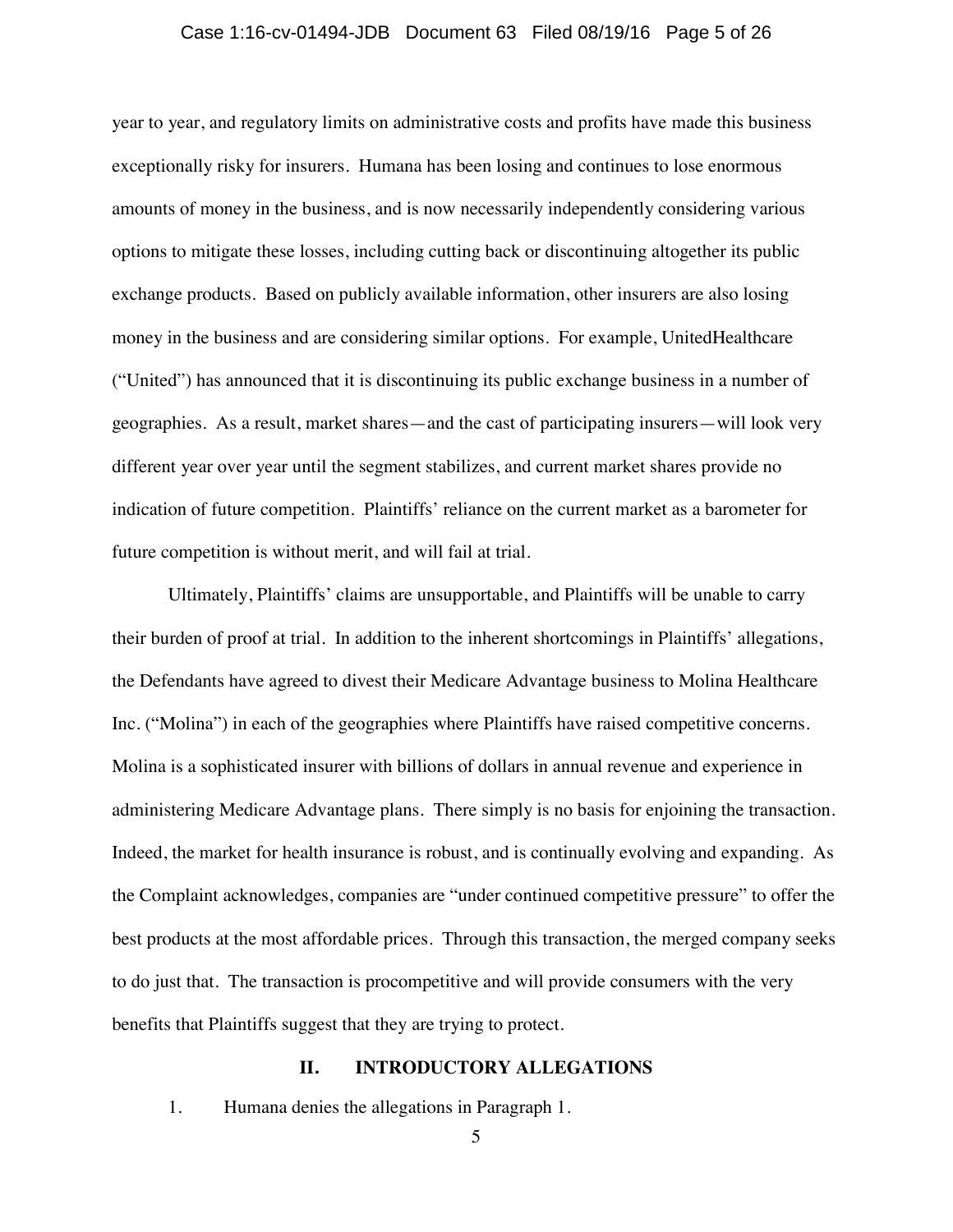year to year, and regulatory limits on administrative costs and profits have made this business exceptionally risky for insurers. Humana has been losing and continues to lose enormous amounts of money in the business, and is now necessarily independently considering various options to mitigate these losses, including cutting back or discontinuing altogether its public exchange products. Based on publicly available information, other insurers are also losing money in the business and are considering similar options. For example, UnitedHealthcare ("United") has announced that it is discontinuing its public exchange business in a number of geographies. As a result, market shares—and the cast of participating insurers—will look very different year over year until the segment stabilizes, and current market shares provide no indication of future competition. Plaintiffs' reliance on the current market as a barometer for future competition is without merit, and will fail at trial.

Ultimately, Plaintiffs' claims are unsupportable, and Plaintiffs will be unable to carry their burden of proof at trial. In addition to the inherent shortcomings in Plaintiffs' allegations, the Defendants have agreed to divest their Medicare Advantage business to Molina Healthcare Inc. ("Molina") in each of the geographies where Plaintiffs have raised competitive concerns. Molina is a sophisticated insurer with billions of dollars in annual revenue and experience in administering Medicare Advantage plans. There simply is no basis for enjoining the transaction. Indeed, the market for health insurance is robust, and is continually evolving and expanding. As the Complaint acknowledges, companies are "under continued competitive pressure" to offer the best products at the most affordable prices. Through this transaction, the merged company seeks to do just that. The transaction is procompetitive and will provide consumers with the very benefits that Plaintiffs suggest that they are trying to protect.

## II. INTRODUCTORY ALLEGATIONS

1. Humana denies the allegations in Paragraph 1.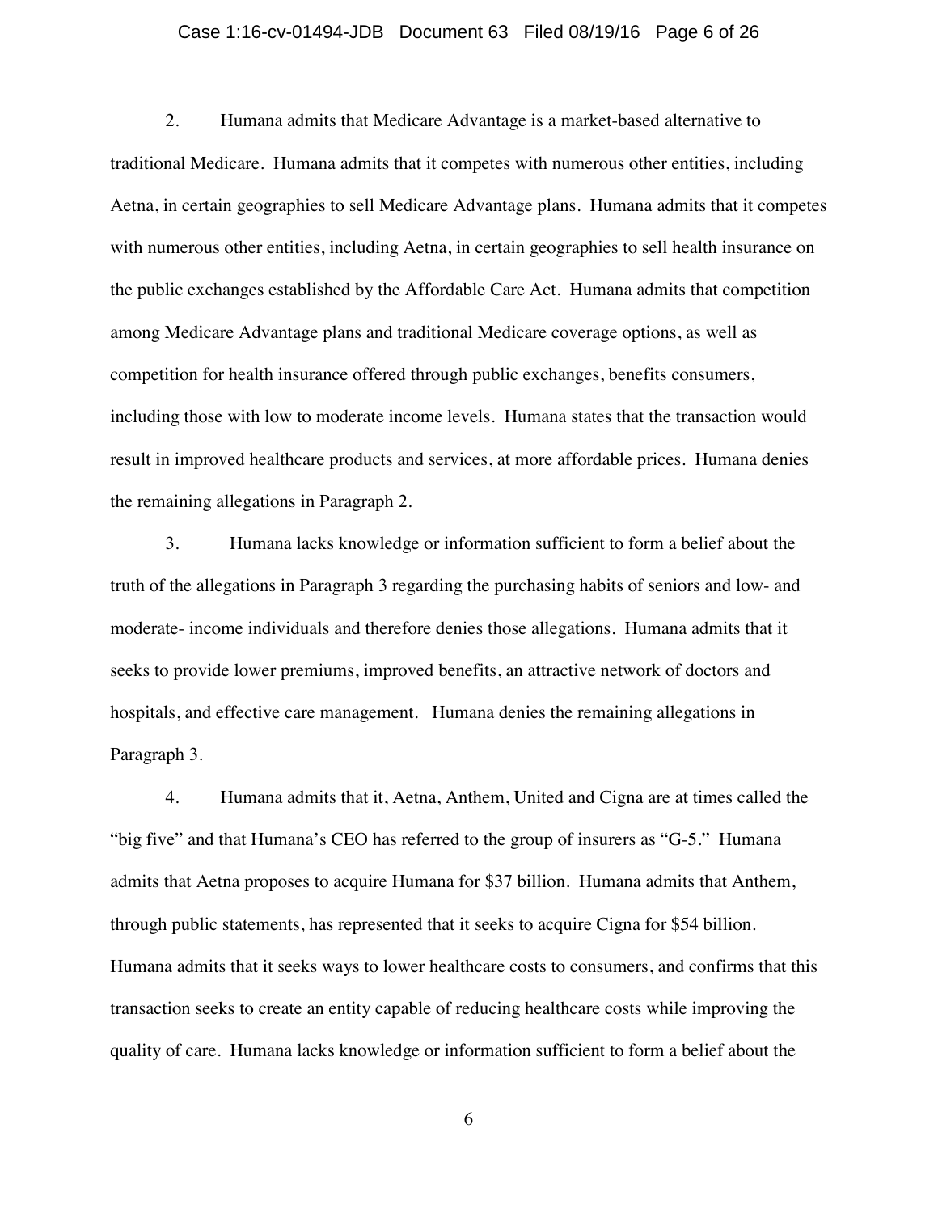2. Humana admits that Medicare Advantage is a market-based alternative to traditional Medicare. Humana admits that it competes with numerous other entities, including Aetna, in certain geographies to sell Medicare Advantage plans. Humana admits that it competes with numerous other entities, including Aetna, in certain geographies to sell health insurance on the public exchanges established by the Affordable Care Act. Humana admits that competition among Medicare Advantage plans and traditional Medicare coverage options, as well as competition for health insurance offered through public exchanges, benefits consumers, including those with low to moderate income levels. Humana states that the transaction would result in improved healthcare products and services, at more affordable prices. Humana denies the remaining allegations in Paragraph 2.

3. Humana lacks knowledge or information sufficient to form a belief about the truth of the allegations in Paragraph 3 regarding the purchasing habits of seniors and low- and moderate- income individuals and therefore denies those allegations. Humana admits that it seeks to provide lower premiums, improved benefits, an attractive network of doctors and hospitals, and effective care management. Humana denies the remaining allegations in Paragraph 3.

4. Humana admits that it, Aetna, Anthem, United and Cigna are at times called the "big five" and that Humana's CEO has referred to the group of insurers as "G-5." Humana admits that Aetna proposes to acquire Humana for $37 billion. Humana admits that Anthem, through public statements, has represented that it seeks to acquire Cigna for $54 billion. Humana admits that it seeks ways to lower healthcare costs to consumers, and confirms that this transaction seeks to create an entity capable of reducing healthcare costs while improving the quality of care. Humana lacks knowledge or information sufficient to form a belief about the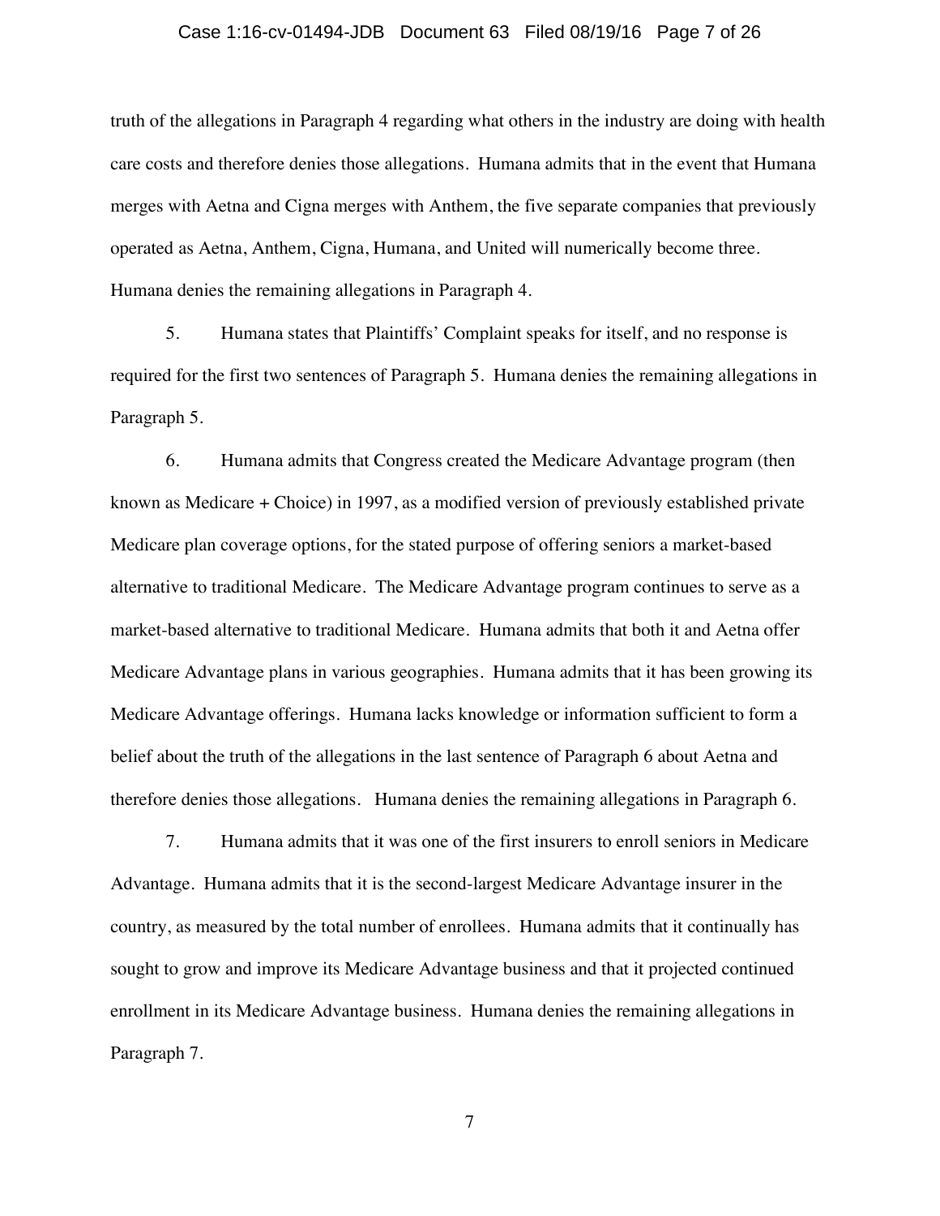truth of the allegations in Paragraph 4 regarding what others in the industry are doing with health care costs and therefore denies those allegations. Humana admits that in the event that Humana merges with Aetna and Cigna merges with Anthem, the five separate companies that previously operated as Aetna, Anthem, Cigna, Humana, and United will numerically become three. Humana denies the remaining allegations in Paragraph 4.

5. Humana states that Plaintiffs' Complaint speaks for itself, and no response is required for the first two sentences of Paragraph 5. Humana denies the remaining allegations in Paragraph 5.

6. Humana admits that Congress created the Medicare Advantage program (then known as Medicare + Choice) in 1997, as a modified version of previously established private Medicare plan coverage options, for the stated purpose of offering seniors a market-based alternative to traditional Medicare. The Medicare Advantage program continues to serve as a market-based alternative to traditional Medicare. Humana admits that both it and Aetna offer Medicare Advantage plans in various geographies. Humana admits that it has been growing its Medicare Advantage offerings. Humana lacks knowledge or information sufficient to form a belief about the truth of the allegations in the last sentence of Paragraph 6 about Aetna and therefore denies those allegations. Humana denies the remaining allegations in Paragraph 6.

7. Humana admits that it was one of the first insurers to enroll seniors in Medicare Advantage. Humana admits that it is the second-largest Medicare Advantage insurer in the country, as measured by the total number of enrollees. Humana admits that it continually has sought to grow and improve its Medicare Advantage business and that it projected continued enrollment in its Medicare Advantage business. Humana denies the remaining allegations in Paragraph 7.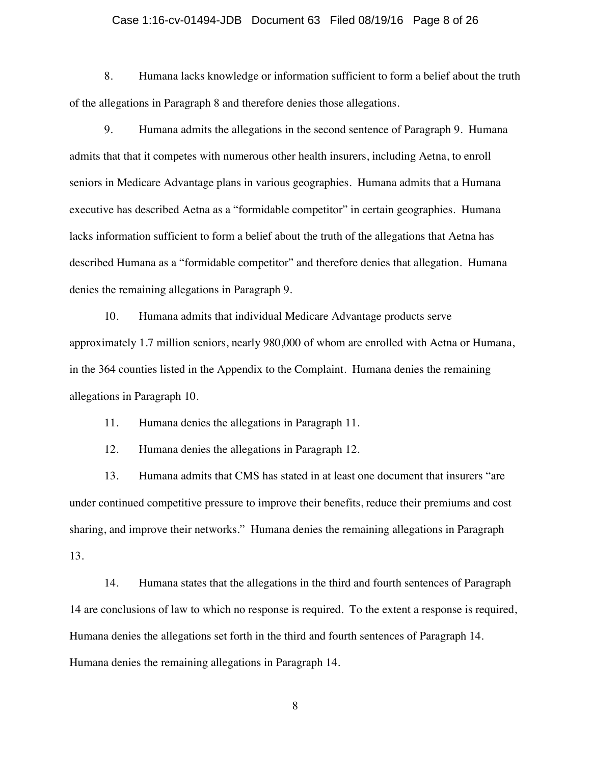8. Humana lacks knowledge or information sufficient to form a belief about the truth of the allegations in Paragraph 8 and therefore denies those allegations.

9. Humana admits the allegations in the second sentence of Paragraph 9. Humana admits that that it competes with numerous other health insurers, including Aetna, to enroll seniors in Medicare Advantage plans in various geographies. Humana admits that a Humana executive has described Aetna as a "formidable competitor" in certain geographies. Humana lacks information sufficient to form a belief about the truth of the allegations that Aetna has described Humana as a "formidable competitor" and therefore denies that allegation. Humana denies the remaining allegations in Paragraph 9.

10. Humana admits that individual Medicare Advantage products serve approximately 1.7 million seniors, nearly 980,000 of whom are enrolled with Aetna or Humana, in the 364 counties listed in the Appendix to the Complaint. Humana denies the remaining allegations in Paragraph 10.

11. Humana denies the allegations in Paragraph 11.

12. Humana denies the allegations in Paragraph 12.

13. Humana admits that CMS has stated in at least one document that insurers "are under continued competitive pressure to improve their benefits, reduce their premiums and cost sharing, and improve their networks." Humana denies the remaining allegations in Paragraph 13.

14. Humana states that the allegations in the third and fourth sentences of Paragraph 14 are conclusions of law to which no response is required. To the extent a response is required, Humana denies the allegations set forth in the third and fourth sentences of Paragraph 14. Humana denies the remaining allegations in Paragraph 14.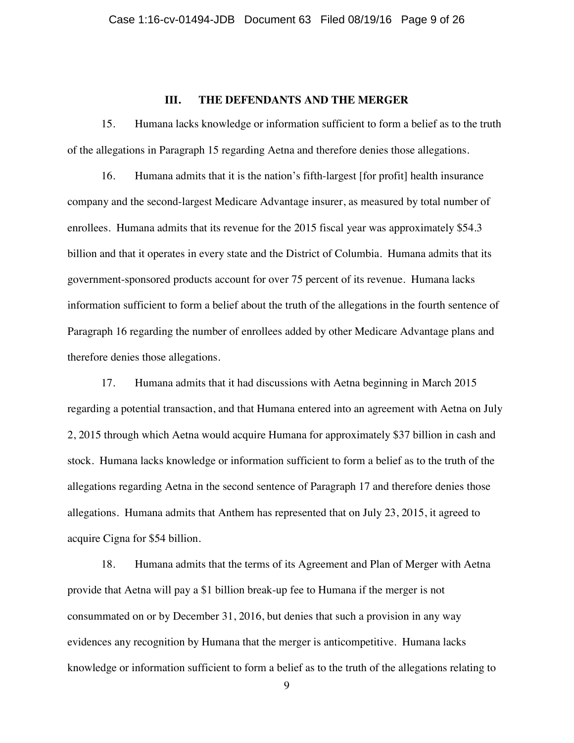## III. THE DEFENDANTS AND THE MERGER

15. Humana lacks knowledge or information sufficient to form a belief as to the truth of the allegations in Paragraph 15 regarding Aetna and therefore denies those allegations.

16. Humana admits that it is the nation's fifth-largest [for profit] health insurance company and the second-largest Medicare Advantage insurer, as measured by total number of enrollees. Humana admits that its revenue for the 2015 fiscal year was approximately $54.3 billion and that it operates in every state and the District of Columbia. Humana admits that its government-sponsored products account for over 75 percent of its revenue. Humana lacks information sufficient to form a belief about the truth of the allegations in the fourth sentence of Paragraph 16 regarding the number of enrollees added by other Medicare Advantage plans and therefore denies those allegations.

17. Humana admits that it had discussions with Aetna beginning in March 2015 regarding a potential transaction, and that Humana entered into an agreement with Aetna on July 2, 2015 through which Aetna would acquire Humana for approximately $37 billion in cash and stock. Humana lacks knowledge or information sufficient to form a belief as to the truth of the allegations regarding Aetna in the second sentence of Paragraph 17 and therefore denies those allegations. Humana admits that Anthem has represented that on July 23, 2015, it agreed to acquire Cigna for $54 billion.

18. Humana admits that the terms of its Agreement and Plan of Merger with Aetna provide that Aetna will pay a $1 billion break-up fee to Humana if the merger is not consummated on or by December 31, 2016, but denies that such a provision in any way evidences any recognition by Humana that the merger is anticompetitive. Humana lacks knowledge or information sufficient to form a belief as to the truth of the allegations relating to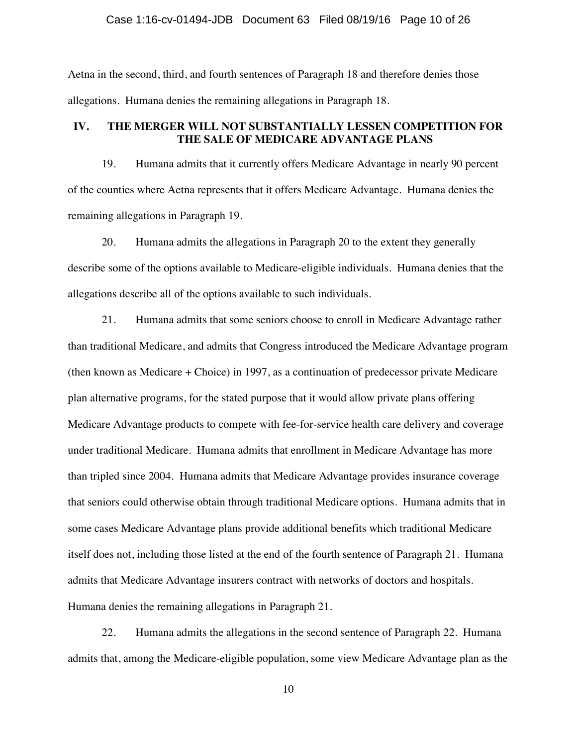Aetna in the second, third, and fourth sentences of Paragraph 18 and therefore denies those allegations. Humana denies the remaining allegations in Paragraph 18.

## IV. THE MERGER WILL NOT SUBSTANTIALLY LESSEN COMPETITION FOR THE SALE OF MEDICARE ADVANTAGE PLANS

19. Humana admits that it currently offers Medicare Advantage in nearly 90 percent of the counties where Aetna represents that it offers Medicare Advantage. Humana denies the remaining allegations in Paragraph 19.

20. Humana admits the allegations in Paragraph 20 to the extent they generally describe some of the options available to Medicare-eligible individuals. Humana denies that the allegations describe all of the options available to such individuals.

21. Humana admits that some seniors choose to enroll in Medicare Advantage rather than traditional Medicare, and admits that Congress introduced the Medicare Advantage program (then known as Medicare + Choice) in 1997, as a continuation of predecessor private Medicare plan alternative programs, for the stated purpose that it would allow private plans offering Medicare Advantage products to compete with fee-for-service health care delivery and coverage under traditional Medicare. Humana admits that enrollment in Medicare Advantage has more than tripled since 2004. Humana admits that Medicare Advantage provides insurance coverage that seniors could otherwise obtain through traditional Medicare options. Humana admits that in some cases Medicare Advantage plans provide additional benefits which traditional Medicare itself does not, including those listed at the end of the fourth sentence of Paragraph 21. Humana admits that Medicare Advantage insurers contract with networks of doctors and hospitals. Humana denies the remaining allegations in Paragraph 21.

22. Humana admits the allegations in the second sentence of Paragraph 22. Humana admits that, among the Medicare-eligible population, some view Medicare Advantage plan as the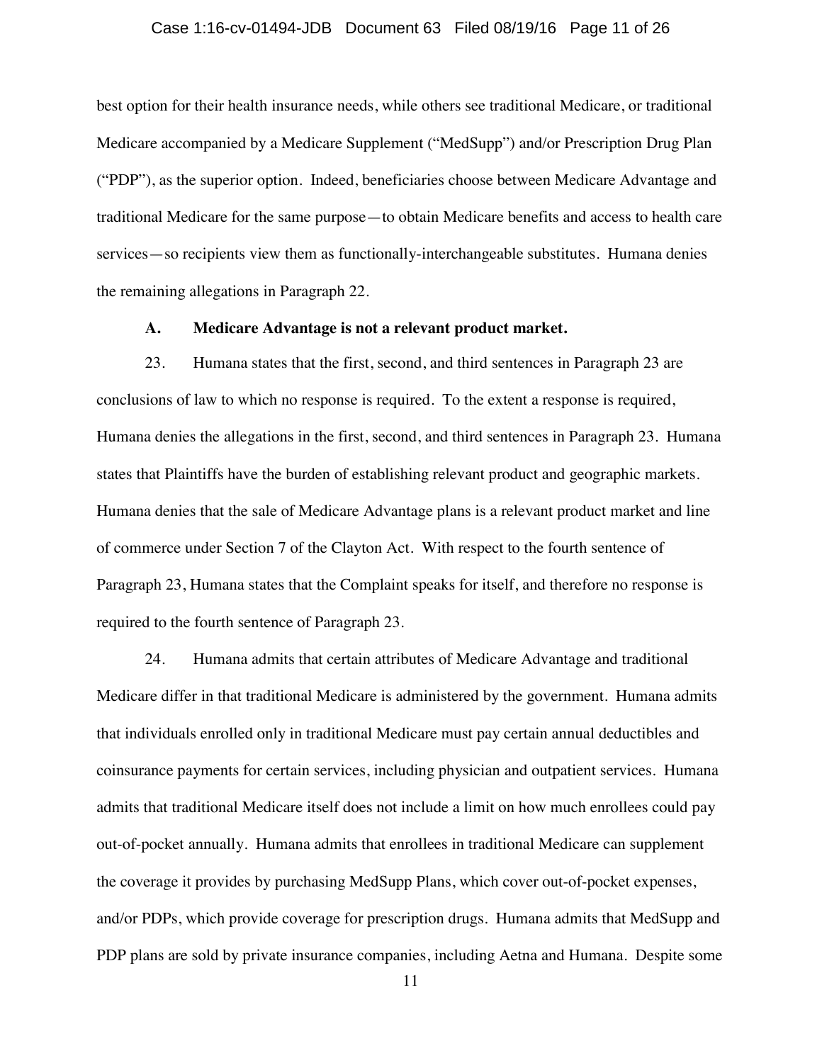best option for their health insurance needs, while others see traditional Medicare, or traditional Medicare accompanied by a Medicare Supplement ("MedSupp") and/or Prescription Drug Plan ("PDP"), as the superior option. Indeed, beneficiaries choose between Medicare Advantage and traditional Medicare for the same purpose—to obtain Medicare benefits and access to health care services—so recipients view them as functionally-interchangeable substitutes. Humana denies the remaining allegations in Paragraph 22.

### A. Medicare Advantage is not a relevant product market.

23. Humana states that the first, second, and third sentences in Paragraph 23 are conclusions of law to which no response is required. To the extent a response is required, Humana denies the allegations in the first, second, and third sentences in Paragraph 23. Humana states that Plaintiffs have the burden of establishing relevant product and geographic markets. Humana denies that the sale of Medicare Advantage plans is a relevant product market and line of commerce under Section 7 of the Clayton Act. With respect to the fourth sentence of Paragraph 23, Humana states that the Complaint speaks for itself, and therefore no response is required to the fourth sentence of Paragraph 23.

24. Humana admits that certain attributes of Medicare Advantage and traditional Medicare differ in that traditional Medicare is administered by the government. Humana admits that individuals enrolled only in traditional Medicare must pay certain annual deductibles and coinsurance payments for certain services, including physician and outpatient services. Humana admits that traditional Medicare itself does not include a limit on how much enrollees could pay out-of-pocket annually. Humana admits that enrollees in traditional Medicare can supplement the coverage it provides by purchasing MedSupp Plans, which cover out-of-pocket expenses, and/or PDPs, which provide coverage for prescription drugs. Humana admits that MedSupp and PDP plans are sold by private insurance companies, including Aetna and Humana. Despite some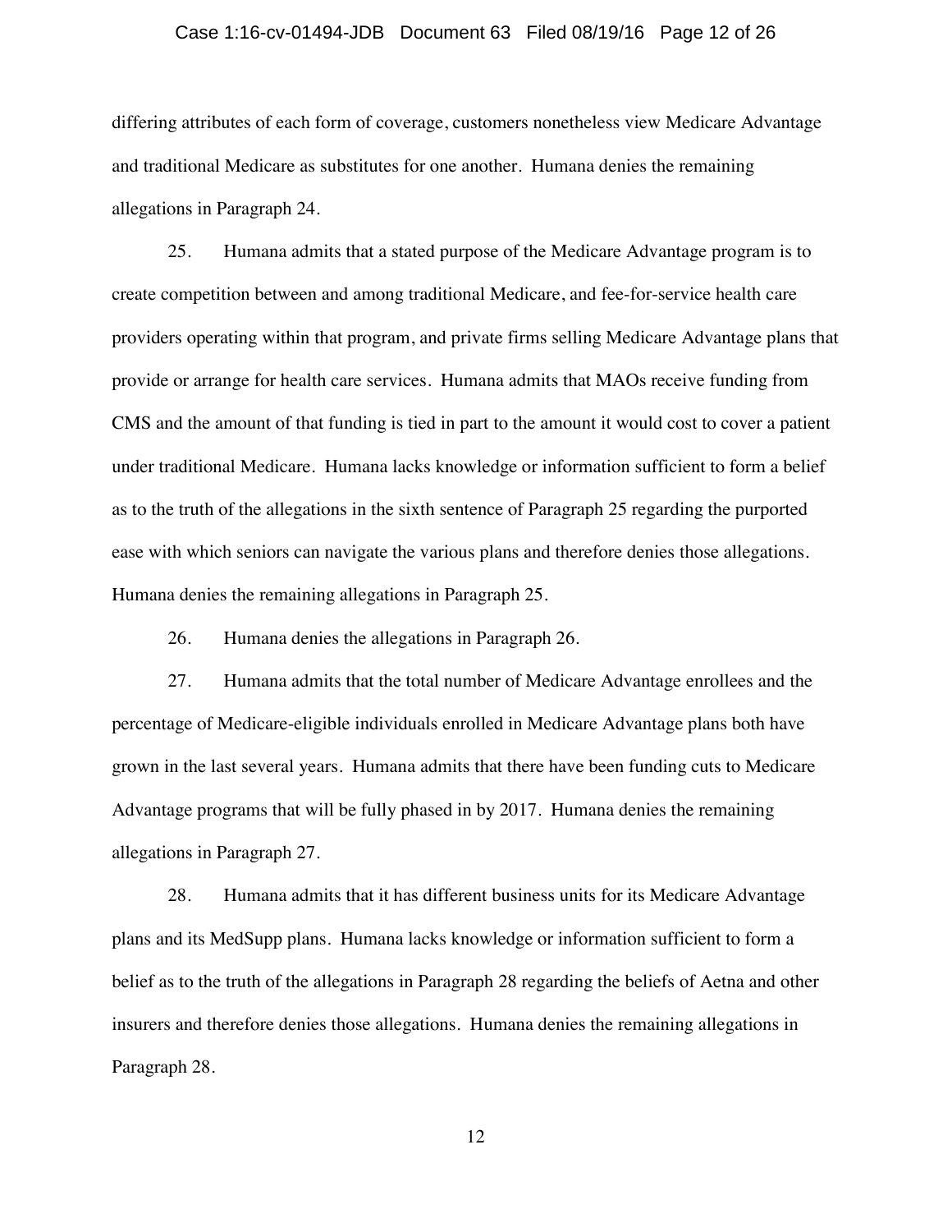differing attributes of each form of coverage, customers nonetheless view Medicare Advantage and traditional Medicare as substitutes for one another. Humana denies the remaining allegations in Paragraph 24.

25. Humana admits that a stated purpose of the Medicare Advantage program is to create competition between and among traditional Medicare, and fee-for-service health care providers operating within that program, and private firms selling Medicare Advantage plans that provide or arrange for health care services. Humana admits that MAOs receive funding from CMS and the amount of that funding is tied in part to the amount it would cost to cover a patient under traditional Medicare. Humana lacks knowledge or information sufficient to form a belief as to the truth of the allegations in the sixth sentence of Paragraph 25 regarding the purported ease with which seniors can navigate the various plans and therefore denies those allegations. Humana denies the remaining allegations in Paragraph 25.

26. Humana denies the allegations in Paragraph 26.

27. Humana admits that the total number of Medicare Advantage enrollees and the percentage of Medicare-eligible individuals enrolled in Medicare Advantage plans both have grown in the last several years. Humana admits that there have been funding cuts to Medicare Advantage programs that will be fully phased in by 2017. Humana denies the remaining allegations in Paragraph 27.

28. Humana admits that it has different business units for its Medicare Advantage plans and its MedSupp plans. Humana lacks knowledge or information sufficient to form a belief as to the truth of the allegations in Paragraph 28 regarding the beliefs of Aetna and other insurers and therefore denies those allegations. Humana denies the remaining allegations in Paragraph 28.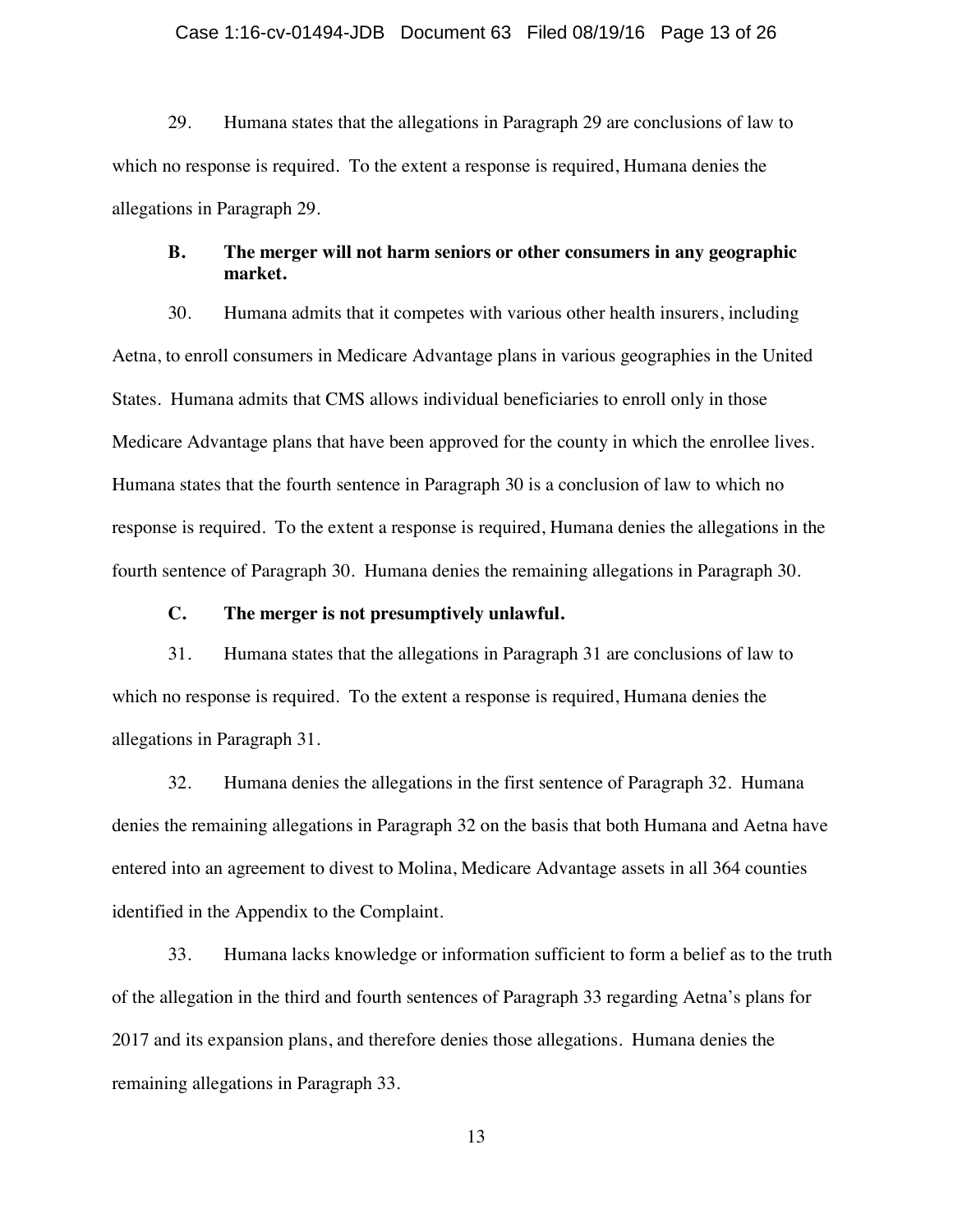29. Humana states that the allegations in Paragraph 29 are conclusions of law to which no response is required. To the extent a response is required, Humana denies the allegations in Paragraph 29.

### B. The merger will not harm seniors or other consumers in any geographic market.

30. Humana admits that it competes with various other health insurers, including Aetna, to enroll consumers in Medicare Advantage plans in various geographies in the United States. Humana admits that CMS allows individual beneficiaries to enroll only in those Medicare Advantage plans that have been approved for the county in which the enrollee lives. Humana states that the fourth sentence in Paragraph 30 is a conclusion of law to which no response is required. To the extent a response is required, Humana denies the allegations in the fourth sentence of Paragraph 30. Humana denies the remaining allegations in Paragraph 30.

### C. The merger is not presumptively unlawful.

31. Humana states that the allegations in Paragraph 31 are conclusions of law to which no response is required. To the extent a response is required, Humana denies the allegations in Paragraph 31.

32. Humana denies the allegations in the first sentence of Paragraph 32. Humana denies the remaining allegations in Paragraph 32 on the basis that both Humana and Aetna have entered into an agreement to divest to Molina, Medicare Advantage assets in all 364 counties identified in the Appendix to the Complaint.

33. Humana lacks knowledge or information sufficient to form a belief as to the truth of the allegation in the third and fourth sentences of Paragraph 33 regarding Aetna's plans for 2017 and its expansion plans, and therefore denies those allegations. Humana denies the remaining allegations in Paragraph 33.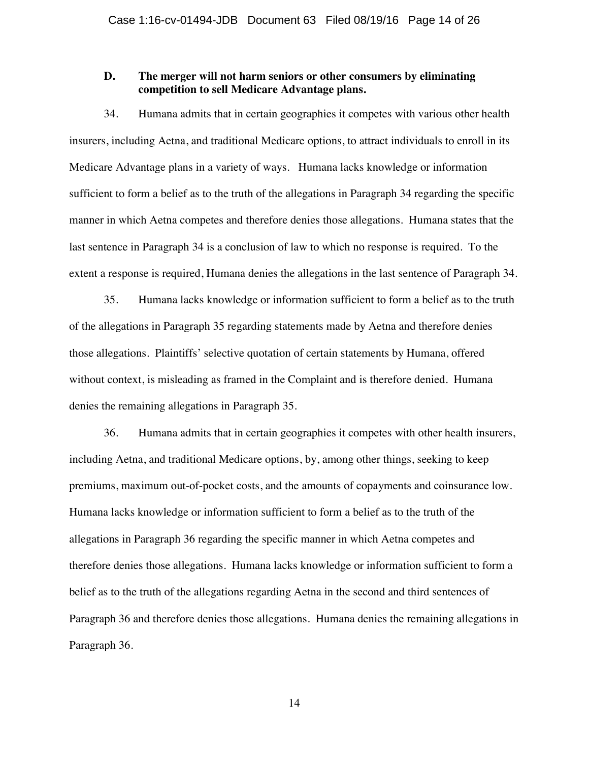### D. The merger will not harm seniors or other consumers by eliminating competition to sell Medicare Advantage plans.

34. Humana admits that in certain geographies it competes with various other health insurers, including Aetna, and traditional Medicare options, to attract individuals to enroll in its Medicare Advantage plans in a variety of ways. Humana lacks knowledge or information sufficient to form a belief as to the truth of the allegations in Paragraph 34 regarding the specific manner in which Aetna competes and therefore denies those allegations. Humana states that the last sentence in Paragraph 34 is a conclusion of law to which no response is required. To the extent a response is required, Humana denies the allegations in the last sentence of Paragraph 34.

35. Humana lacks knowledge or information sufficient to form a belief as to the truth of the allegations in Paragraph 35 regarding statements made by Aetna and therefore denies those allegations. Plaintiffs' selective quotation of certain statements by Humana, offered without context, is misleading as framed in the Complaint and is therefore denied. Humana denies the remaining allegations in Paragraph 35.

36. Humana admits that in certain geographies it competes with other health insurers, including Aetna, and traditional Medicare options, by, among other things, seeking to keep premiums, maximum out-of-pocket costs, and the amounts of copayments and coinsurance low. Humana lacks knowledge or information sufficient to form a belief as to the truth of the allegations in Paragraph 36 regarding the specific manner in which Aetna competes and therefore denies those allegations. Humana lacks knowledge or information sufficient to form a belief as to the truth of the allegations regarding Aetna in the second and third sentences of Paragraph 36 and therefore denies those allegations. Humana denies the remaining allegations in Paragraph 36.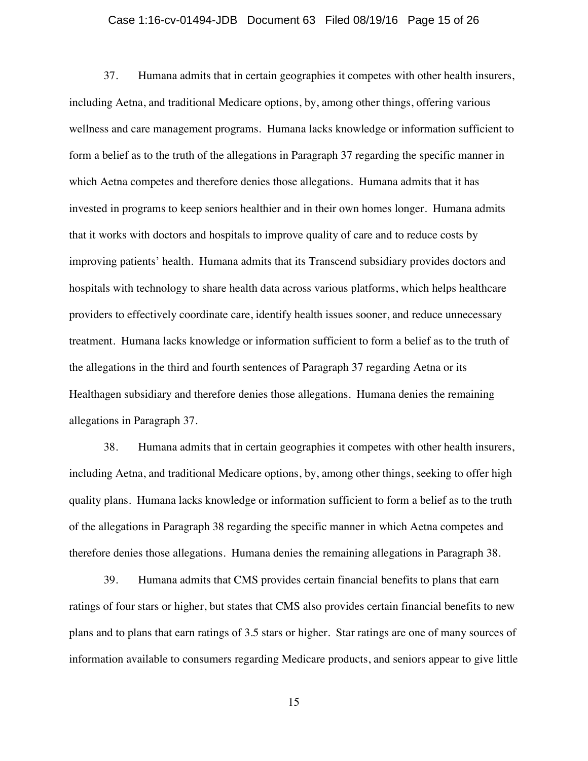37. Humana admits that in certain geographies it competes with other health insurers, including Aetna, and traditional Medicare options, by, among other things, offering various wellness and care management programs. Humana lacks knowledge or information sufficient to form a belief as to the truth of the allegations in Paragraph 37 regarding the specific manner in which Aetna competes and therefore denies those allegations. Humana admits that it has invested in programs to keep seniors healthier and in their own homes longer. Humana admits that it works with doctors and hospitals to improve quality of care and to reduce costs by improving patients' health. Humana admits that its Transcend subsidiary provides doctors and hospitals with technology to share health data across various platforms, which helps healthcare providers to effectively coordinate care, identify health issues sooner, and reduce unnecessary treatment. Humana lacks knowledge or information sufficient to form a belief as to the truth of the allegations in the third and fourth sentences of Paragraph 37 regarding Aetna or its Healthagen subsidiary and therefore denies those allegations. Humana denies the remaining allegations in Paragraph 37.

38. Humana admits that in certain geographies it competes with other health insurers, including Aetna, and traditional Medicare options, by, among other things, seeking to offer high quality plans. Humana lacks knowledge or information sufficient to form a belief as to the truth of the allegations in Paragraph 38 regarding the specific manner in which Aetna competes and therefore denies those allegations. Humana denies the remaining allegations in Paragraph 38.

39. Humana admits that CMS provides certain financial benefits to plans that earn ratings of four stars or higher, but states that CMS also provides certain financial benefits to new plans and to plans that earn ratings of 3.5 stars or higher. Star ratings are one of many sources of information available to consumers regarding Medicare products, and seniors appear to give little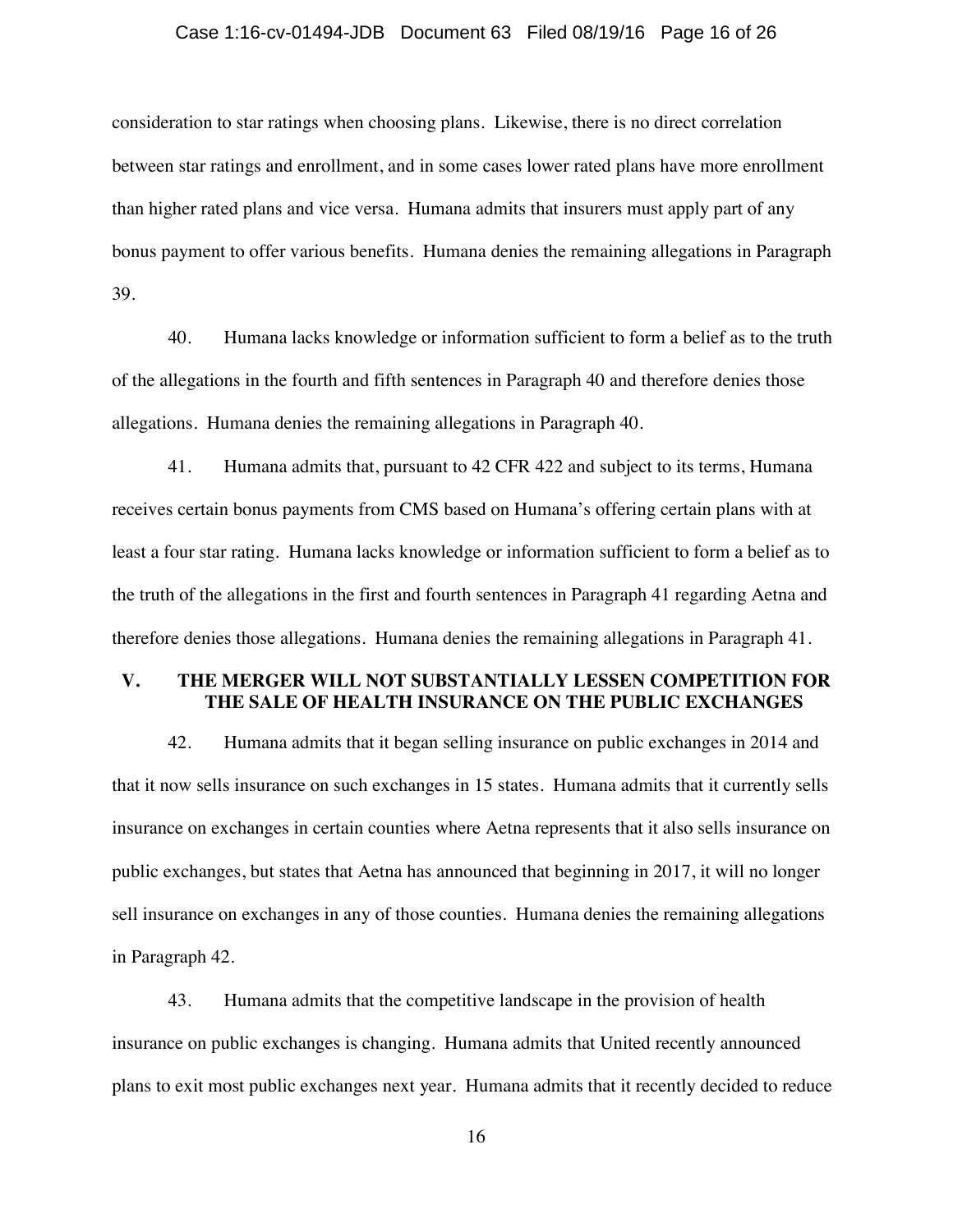consideration to star ratings when choosing plans. Likewise, there is no direct correlation between star ratings and enrollment, and in some cases lower rated plans have more enrollment than higher rated plans and vice versa. Humana admits that insurers must apply part of any bonus payment to offer various benefits. Humana denies the remaining allegations in Paragraph 39.

40. Humana lacks knowledge or information sufficient to form a belief as to the truth of the allegations in the fourth and fifth sentences in Paragraph 40 and therefore denies those allegations. Humana denies the remaining allegations in Paragraph 40.

41. Humana admits that, pursuant to 42 CFR 422 and subject to its terms, Humana receives certain bonus payments from CMS based on Humana's offering certain plans with at least a four star rating. Humana lacks knowledge or information sufficient to form a belief as to the truth of the allegations in the first and fourth sentences in Paragraph 41 regarding Aetna and therefore denies those allegations. Humana denies the remaining allegations in Paragraph 41.

## V. THE MERGER WILL NOT SUBSTANTIALLY LESSEN COMPETITION FOR THE SALE OF HEALTH INSURANCE ON THE PUBLIC EXCHANGES

42. Humana admits that it began selling insurance on public exchanges in 2014 and that it now sells insurance on such exchanges in 15 states. Humana admits that it currently sells insurance on exchanges in certain counties where Aetna represents that it also sells insurance on public exchanges, but states that Aetna has announced that beginning in 2017, it will no longer sell insurance on exchanges in any of those counties. Humana denies the remaining allegations in Paragraph 42.

43. Humana admits that the competitive landscape in the provision of health insurance on public exchanges is changing. Humana admits that United recently announced plans to exit most public exchanges next year. Humana admits that it recently decided to reduce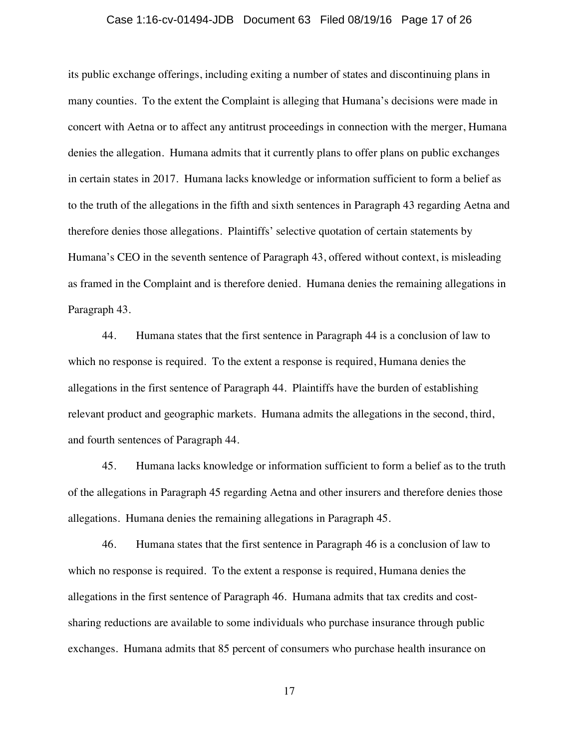its public exchange offerings, including exiting a number of states and discontinuing plans in many counties. To the extent the Complaint is alleging that Humana's decisions were made in concert with Aetna or to affect any antitrust proceedings in connection with the merger, Humana denies the allegation. Humana admits that it currently plans to offer plans on public exchanges in certain states in 2017. Humana lacks knowledge or information sufficient to form a belief as to the truth of the allegations in the fifth and sixth sentences in Paragraph 43 regarding Aetna and therefore denies those allegations. Plaintiffs' selective quotation of certain statements by Humana's CEO in the seventh sentence of Paragraph 43, offered without context, is misleading as framed in the Complaint and is therefore denied. Humana denies the remaining allegations in Paragraph 43.

44. Humana states that the first sentence in Paragraph 44 is a conclusion of law to which no response is required. To the extent a response is required, Humana denies the allegations in the first sentence of Paragraph 44. Plaintiffs have the burden of establishing relevant product and geographic markets. Humana admits the allegations in the second, third, and fourth sentences of Paragraph 44.

45. Humana lacks knowledge or information sufficient to form a belief as to the truth of the allegations in Paragraph 45 regarding Aetna and other insurers and therefore denies those allegations. Humana denies the remaining allegations in Paragraph 45.

46. Humana states that the first sentence in Paragraph 46 is a conclusion of law to which no response is required. To the extent a response is required, Humana denies the allegations in the first sentence of Paragraph 46. Humana admits that tax credits and cost-sharing reductions are available to some individuals who purchase insurance through public exchanges. Humana admits that 85 percent of consumers who purchase health insurance on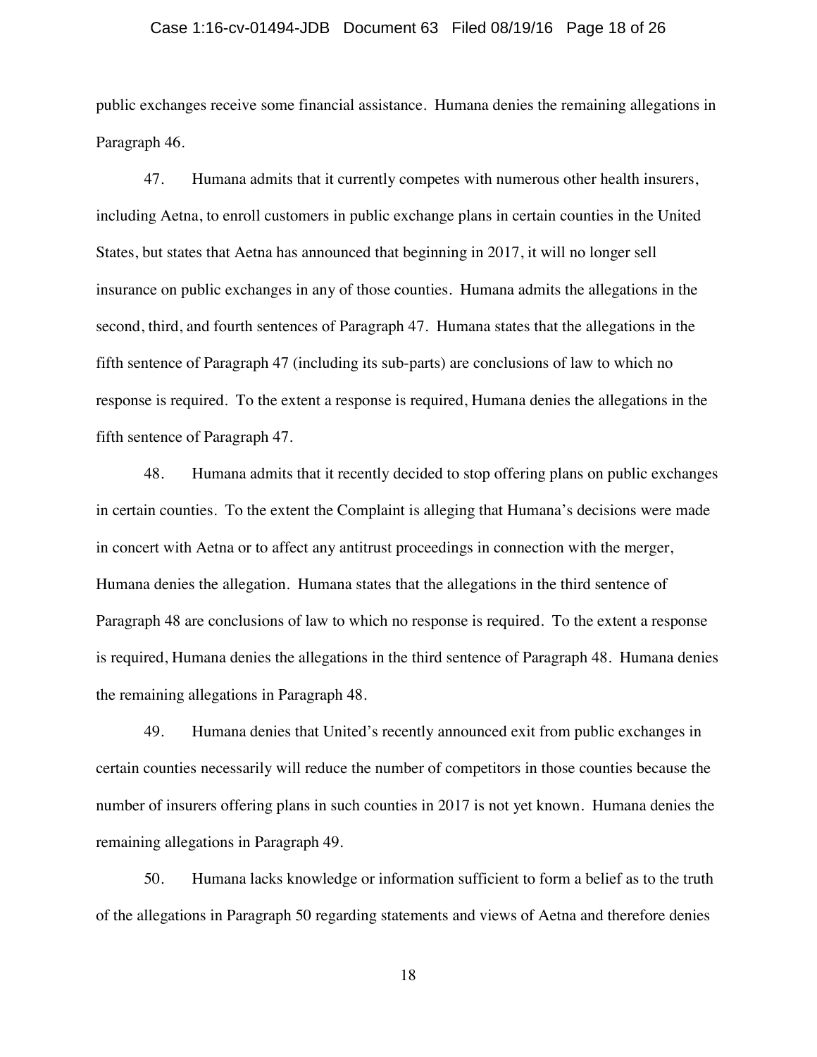public exchanges receive some financial assistance. Humana denies the remaining allegations in Paragraph 46.

47. Humana admits that it currently competes with numerous other health insurers, including Aetna, to enroll customers in public exchange plans in certain counties in the United States, but states that Aetna has announced that beginning in 2017, it will no longer sell insurance on public exchanges in any of those counties. Humana admits the allegations in the second, third, and fourth sentences of Paragraph 47. Humana states that the allegations in the fifth sentence of Paragraph 47 (including its sub-parts) are conclusions of law to which no response is required. To the extent a response is required, Humana denies the allegations in the fifth sentence of Paragraph 47.

48. Humana admits that it recently decided to stop offering plans on public exchanges in certain counties. To the extent the Complaint is alleging that Humana's decisions were made in concert with Aetna or to affect any antitrust proceedings in connection with the merger, Humana denies the allegation. Humana states that the allegations in the third sentence of Paragraph 48 are conclusions of law to which no response is required. To the extent a response is required, Humana denies the allegations in the third sentence of Paragraph 48. Humana denies the remaining allegations in Paragraph 48.

49. Humana denies that United's recently announced exit from public exchanges in certain counties necessarily will reduce the number of competitors in those counties because the number of insurers offering plans in such counties in 2017 is not yet known. Humana denies the remaining allegations in Paragraph 49.

50. Humana lacks knowledge or information sufficient to form a belief as to the truth of the allegations in Paragraph 50 regarding statements and views of Aetna and therefore denies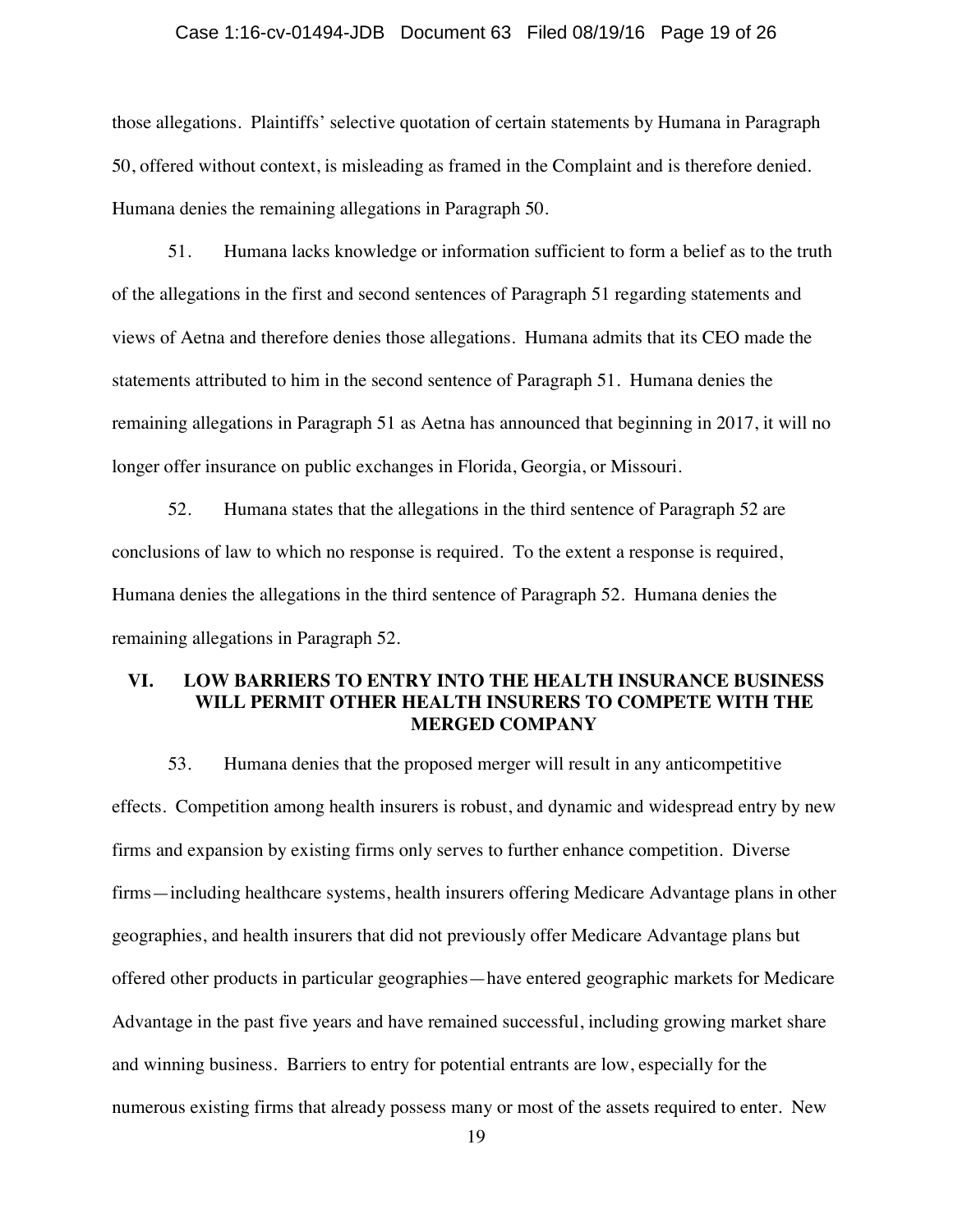those allegations. Plaintiffs' selective quotation of certain statements by Humana in Paragraph 50, offered without context, is misleading as framed in the Complaint and is therefore denied. Humana denies the remaining allegations in Paragraph 50.

51. Humana lacks knowledge or information sufficient to form a belief as to the truth of the allegations in the first and second sentences of Paragraph 51 regarding statements and views of Aetna and therefore denies those allegations. Humana admits that its CEO made the statements attributed to him in the second sentence of Paragraph 51. Humana denies the remaining allegations in Paragraph 51 as Aetna has announced that beginning in 2017, it will no longer offer insurance on public exchanges in Florida, Georgia, or Missouri.

52. Humana states that the allegations in the third sentence of Paragraph 52 are conclusions of law to which no response is required. To the extent a response is required, Humana denies the allegations in the third sentence of Paragraph 52. Humana denies the remaining allegations in Paragraph 52.

## VI. LOW BARRIERS TO ENTRY INTO THE HEALTH INSURANCE BUSINESS WILL PERMIT OTHER HEALTH INSURERS TO COMPETE WITH THE MERGED COMPANY

53. Humana denies that the proposed merger will result in any anticompetitive effects. Competition among health insurers is robust, and dynamic and widespread entry by new firms and expansion by existing firms only serves to further enhance competition. Diverse firms—including healthcare systems, health insurers offering Medicare Advantage plans in other geographies, and health insurers that did not previously offer Medicare Advantage plans but offered other products in particular geographies—have entered geographic markets for Medicare Advantage in the past five years and have remained successful, including growing market share and winning business. Barriers to entry for potential entrants are low, especially for the numerous existing firms that already possess many or most of the assets required to enter. New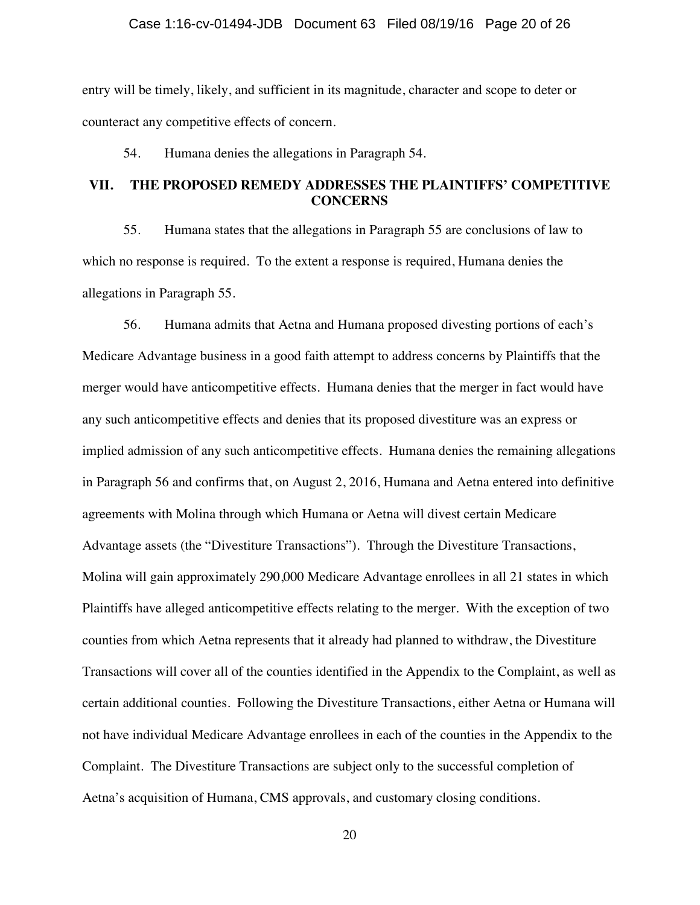entry will be timely, likely, and sufficient in its magnitude, character and scope to deter or counteract any competitive effects of concern.

54. Humana denies the allegations in Paragraph 54.

## VII. THE PROPOSED REMEDY ADDRESSES THE PLAINTIFFS' COMPETITIVE CONCERNS

55. Humana states that the allegations in Paragraph 55 are conclusions of law to which no response is required. To the extent a response is required, Humana denies the allegations in Paragraph 55.

56. Humana admits that Aetna and Humana proposed divesting portions of each's Medicare Advantage business in a good faith attempt to address concerns by Plaintiffs that the merger would have anticompetitive effects. Humana denies that the merger in fact would have any such anticompetitive effects and denies that its proposed divestiture was an express or implied admission of any such anticompetitive effects. Humana denies the remaining allegations in Paragraph 56 and confirms that, on August 2, 2016, Humana and Aetna entered into definitive agreements with Molina through which Humana or Aetna will divest certain Medicare Advantage assets (the "Divestiture Transactions"). Through the Divestiture Transactions, Molina will gain approximately 290,000 Medicare Advantage enrollees in all 21 states in which Plaintiffs have alleged anticompetitive effects relating to the merger. With the exception of two counties from which Aetna represents that it already had planned to withdraw, the Divestiture Transactions will cover all of the counties identified in the Appendix to the Complaint, as well as certain additional counties. Following the Divestiture Transactions, either Aetna or Humana will not have individual Medicare Advantage enrollees in each of the counties in the Appendix to the Complaint. The Divestiture Transactions are subject only to the successful completion of Aetna's acquisition of Humana, CMS approvals, and customary closing conditions.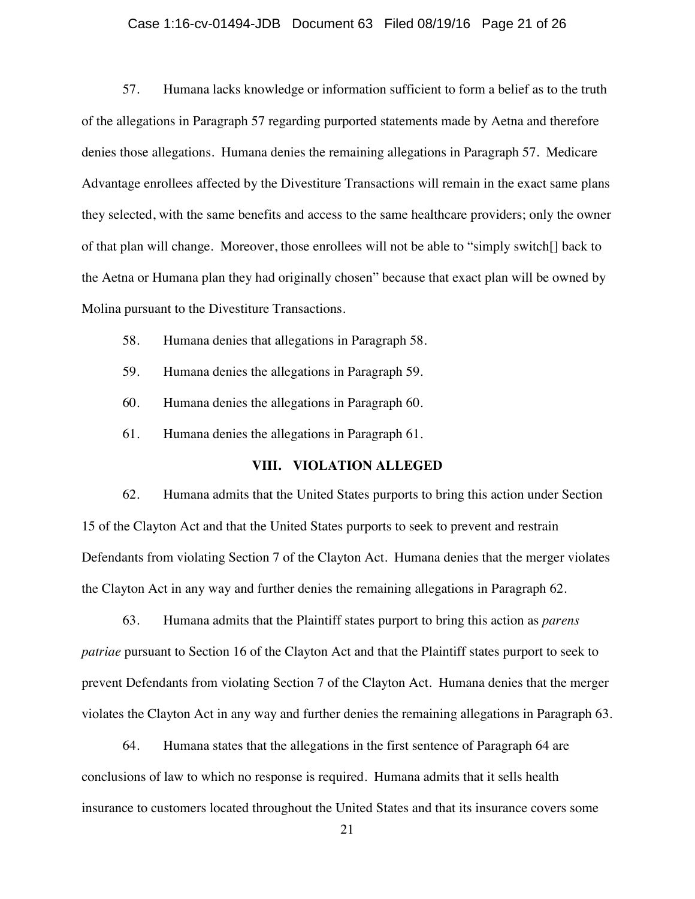57. Humana lacks knowledge or information sufficient to form a belief as to the truth of the allegations in Paragraph 57 regarding purported statements made by Aetna and therefore denies those allegations. Humana denies the remaining allegations in Paragraph 57. Medicare Advantage enrollees affected by the Divestiture Transactions will remain in the exact same plans they selected, with the same benefits and access to the same healthcare providers; only the owner of that plan will change. Moreover, those enrollees will not be able to "simply switch[] back to the Aetna or Humana plan they had originally chosen" because that exact plan will be owned by Molina pursuant to the Divestiture Transactions.

58. Humana denies that allegations in Paragraph 58.

59. Humana denies the allegations in Paragraph 59.

60. Humana denies the allegations in Paragraph 60.

61. Humana denies the allegations in Paragraph 61.

## VIII. VIOLATION ALLEGED

62. Humana admits that the United States purports to bring this action under Section 15 of the Clayton Act and that the United States purports to seek to prevent and restrain Defendants from violating Section 7 of the Clayton Act. Humana denies that the merger violates the Clayton Act in any way and further denies the remaining allegations in Paragraph 62.

63. Humana admits that the Plaintiff states purport to bring this action as *parens patriae* pursuant to Section 16 of the Clayton Act and that the Plaintiff states purport to seek to prevent Defendants from violating Section 7 of the Clayton Act. Humana denies that the merger violates the Clayton Act in any way and further denies the remaining allegations in Paragraph 63.

64. Humana states that the allegations in the first sentence of Paragraph 64 are conclusions of law to which no response is required. Humana admits that it sells health insurance to customers located throughout the United States and that its insurance covers some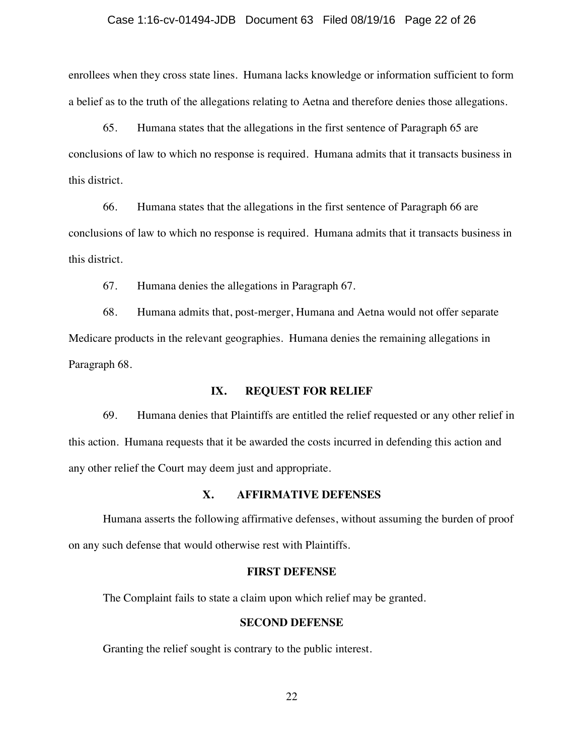enrollees when they cross state lines. Humana lacks knowledge or information sufficient to form a belief as to the truth of the allegations relating to Aetna and therefore denies those allegations.

65. Humana states that the allegations in the first sentence of Paragraph 65 are conclusions of law to which no response is required. Humana admits that it transacts business in this district.

66. Humana states that the allegations in the first sentence of Paragraph 66 are conclusions of law to which no response is required. Humana admits that it transacts business in this district.

67. Humana denies the allegations in Paragraph 67.

68. Humana admits that, post-merger, Humana and Aetna would not offer separate Medicare products in the relevant geographies. Humana denies the remaining allegations in Paragraph 68.

## IX. REQUEST FOR RELIEF

69. Humana denies that Plaintiffs are entitled the relief requested or any other relief in this action. Humana requests that it be awarded the costs incurred in defending this action and any other relief the Court may deem just and appropriate.

## X. AFFIRMATIVE DEFENSES

Humana asserts the following affirmative defenses, without assuming the burden of proof on any such defense that would otherwise rest with Plaintiffs.

### FIRST DEFENSE

The Complaint fails to state a claim upon which relief may be granted.

### SECOND DEFENSE

Granting the relief sought is contrary to the public interest.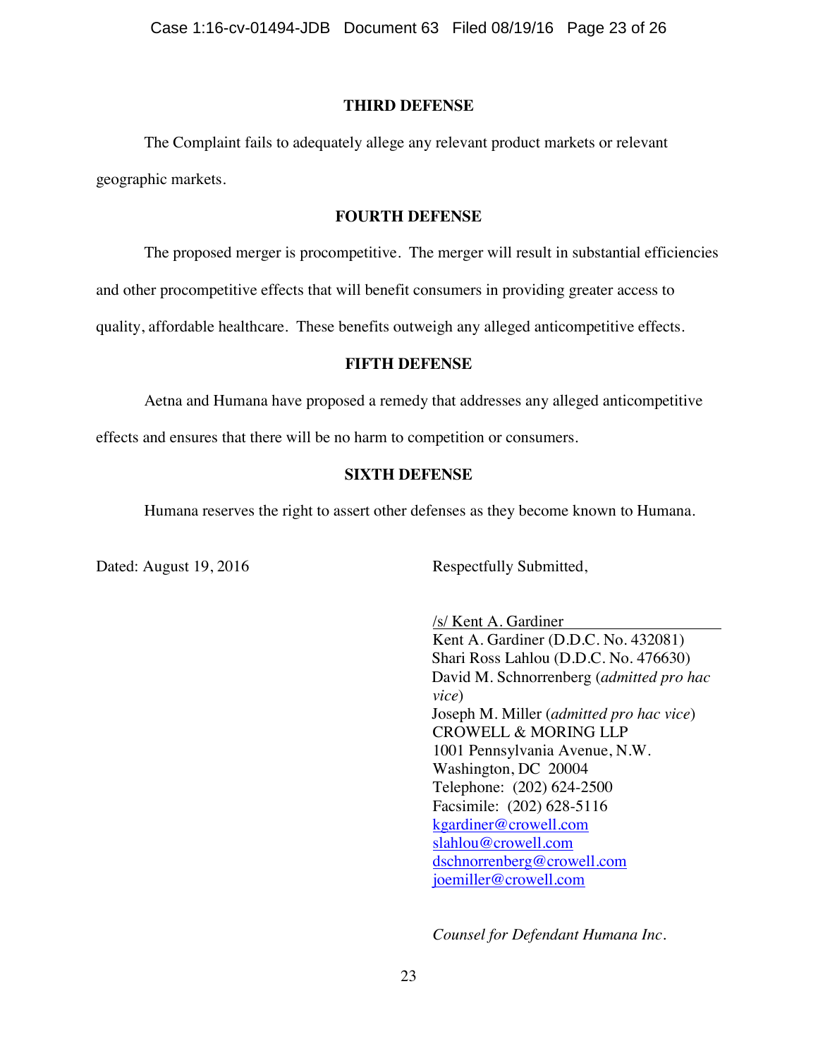## THIRD DEFENSE

The Complaint fails to adequately allege any relevant product markets or relevant geographic markets.

## FOURTH DEFENSE

The proposed merger is procompetitive. The merger will result in substantial efficiencies and other procompetitive effects that will benefit consumers in providing greater access to quality, affordable healthcare. These benefits outweigh any alleged anticompetitive effects.

## FIFTH DEFENSE

Aetna and Humana have proposed a remedy that addresses any alleged anticompetitive effects and ensures that there will be no harm to competition or consumers.

## SIXTH DEFENSE

Humana reserves the right to assert other defenses as they become known to Humana.

Dated: August 19, 2016

Respectfully Submitted,

/s/ Kent A. Gardiner
Kent A. Gardiner (D.D.C. No. 432081)
Shari Ross Lahlou (D.D.C. No. 476630)
David M. Schnorrenberg (*admitted pro hac vice*)
Joseph M. Miller (*admitted pro hac vice*)
CROWELL & MORING LLP
1001 Pennsylvania Avenue, N.W.
Washington, DC 20004
Telephone: (202) 624-2500
Facsimile: (202) 628-5116
kgardiner@crowell.com
slahlou@crowell.com
dschnorrenberg@crowell.com
joemiller@crowell.com

*Counsel for Defendant Humana Inc.*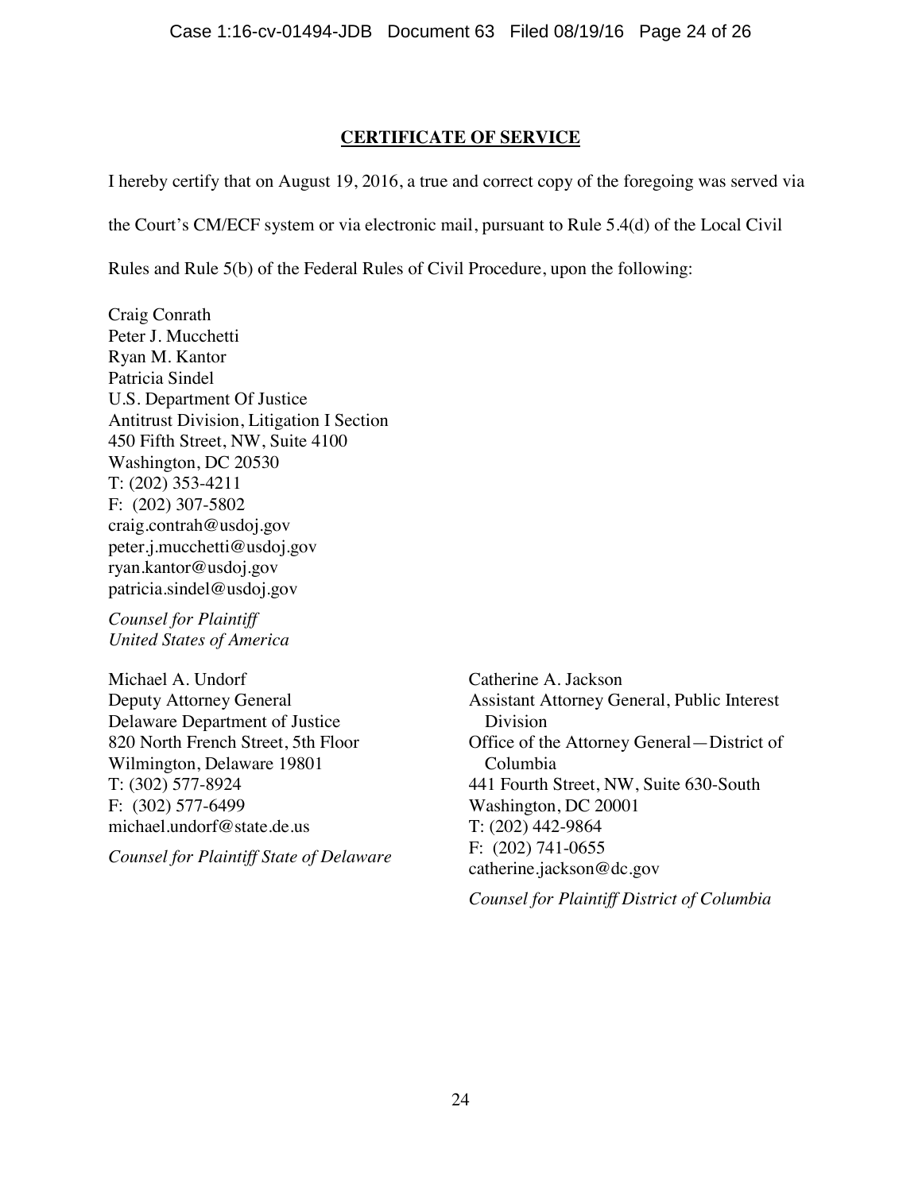## CERTIFICATE OF SERVICE

I hereby certify that on August 19, 2016, a true and correct copy of the foregoing was served via the Court's CM/ECF system or via electronic mail, pursuant to Rule 5.4(d) of the Local Civil Rules and Rule 5(b) of the Federal Rules of Civil Procedure, upon the following:

Craig Conrath
Peter J. Mucchetti
Ryan M. Kantor
Patricia Sindel
U.S. Department Of Justice
Antitrust Division, Litigation I Section
450 Fifth Street, NW, Suite 4100
Washington, DC 20530
T: (202) 353-4211
F: (202) 307-5802
craig.contrah@usdoj.gov
peter.j.mucchetti@usdoj.gov
ryan.kantor@usdoj.gov
patricia.sindel@usdoj.gov

*Counsel for Plaintiff*
*United States of America*

Michael A. Undorf
Deputy Attorney General
Delaware Department of Justice
820 North French Street, 5th Floor
Wilmington, Delaware 19801
T: (302) 577-8924
F: (302) 577-6499
michael.undorf@state.de.us

*Counsel for Plaintiff State of Delaware*

Catherine A. Jackson
Assistant Attorney General, Public Interest Division
Office of the Attorney General—District of Columbia
441 Fourth Street, NW, Suite 630-South
Washington, DC 20001
T: (202) 442-9864
F: (202) 741-0655
catherine.jackson@dc.gov

*Counsel for Plaintiff District of Columbia*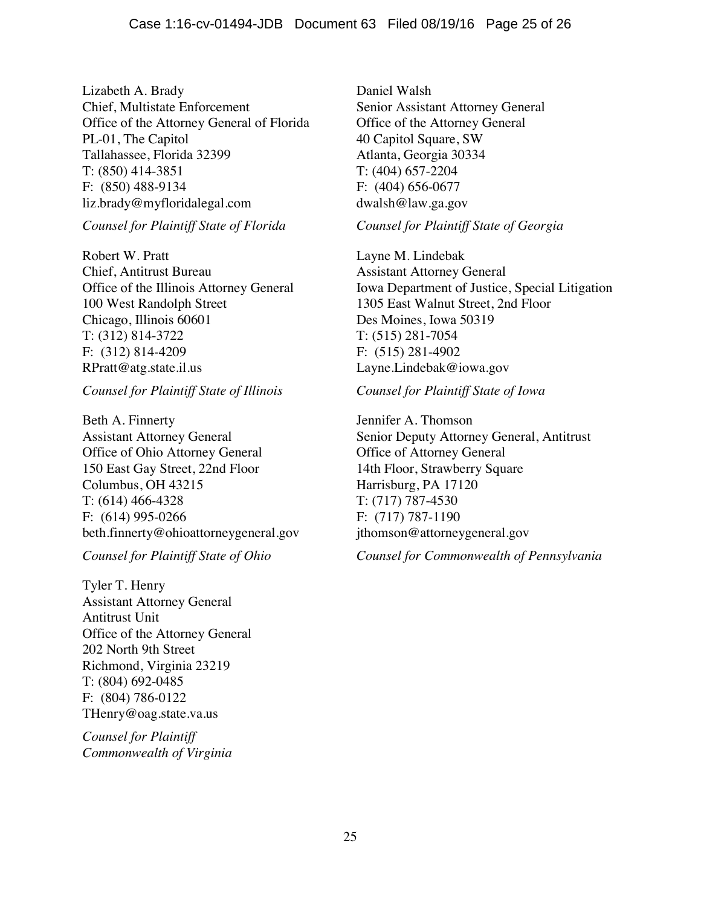Lizabeth A. Brady
Chief, Multistate Enforcement
Office of the Attorney General of Florida
PL-01, The Capitol
Tallahassee, Florida 32399
T: (850) 414-3851
F: (850) 488-9134
liz.brady@myfloridalegal.com

*Counsel for Plaintiff State of Florida*

Daniel Walsh
Senior Assistant Attorney General
Office of the Attorney General
40 Capitol Square, SW
Atlanta, Georgia 30334
T: (404) 657-2204
F: (404) 656-0677
dwalsh@law.ga.gov

*Counsel for Plaintiff State of Georgia*

Robert W. Pratt
Chief, Antitrust Bureau
Office of the Illinois Attorney General
100 West Randolph Street
Chicago, Illinois 60601
T: (312) 814-3722
F: (312) 814-4209
RPratt@atg.state.il.us

*Counsel for Plaintiff State of Illinois*

Layne M. Lindebak
Assistant Attorney General
Iowa Department of Justice, Special Litigation
1305 East Walnut Street, 2nd Floor
Des Moines, Iowa 50319
T: (515) 281-7054
F: (515) 281-4902
Layne.Lindebak@iowa.gov

*Counsel for Plaintiff State of Iowa*

Beth A. Finnerty
Assistant Attorney General
Office of Ohio Attorney General
150 East Gay Street, 22nd Floor
Columbus, OH 43215
T: (614) 466-4328
F: (614) 995-0266
beth.finnerty@ohioattorneygeneral.gov

*Counsel for Plaintiff State of Ohio*

Jennifer A. Thomson
Senior Deputy Attorney General, Antitrust
Office of Attorney General
14th Floor, Strawberry Square
Harrisburg, PA 17120
T: (717) 787-4530
F: (717) 787-1190
jthomson@attorneygeneral.gov

*Counsel for Commonwealth of Pennsylvania*

Tyler T. Henry
Assistant Attorney General
Antitrust Unit
Office of the Attorney General
202 North 9th Street
Richmond, Virginia 23219
T: (804) 692-0485
F: (804) 786-0122
THenry@oag.state.va.us

*Counsel for Plaintiff Commonwealth of Virginia*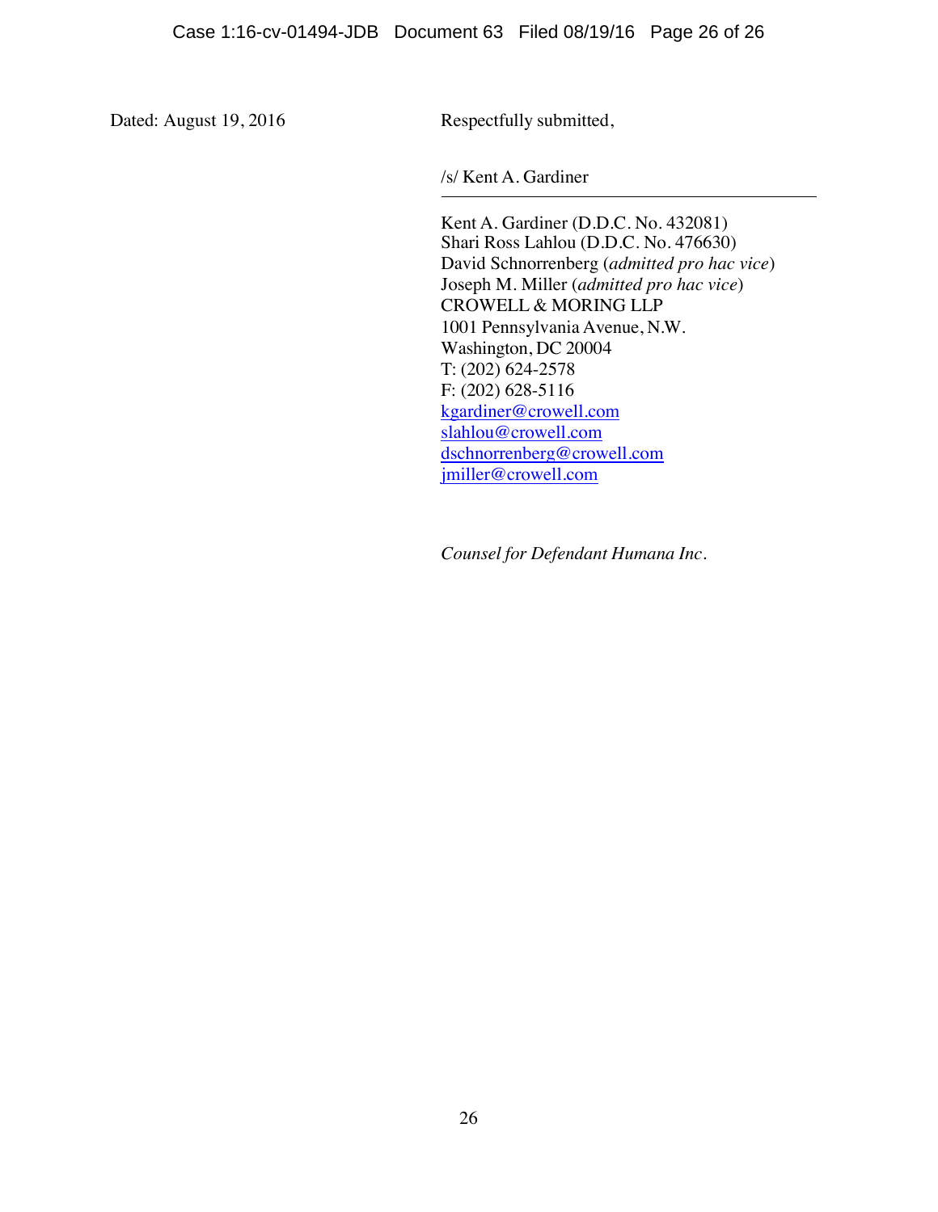Dated: August 19, 2016

Respectfully submitted,

/s/ Kent A. Gardiner

Kent A. Gardiner (D.D.C. No. 432081)
Shari Ross Lahlou (D.D.C. No. 476630)
David Schnorrenberg (*admitted pro hac vice*)
Joseph M. Miller (*admitted pro hac vice*)
CROWELL & MORING LLP
1001 Pennsylvania Avenue, N.W.
Washington, DC 20004
T: (202) 624-2578
F: (202) 628-5116
kgardiner@crowell.com
slahlou@crowell.com
dschnorrenberg@crowell.com
jmiller@crowell.com

*Counsel for Defendant Humana Inc.*